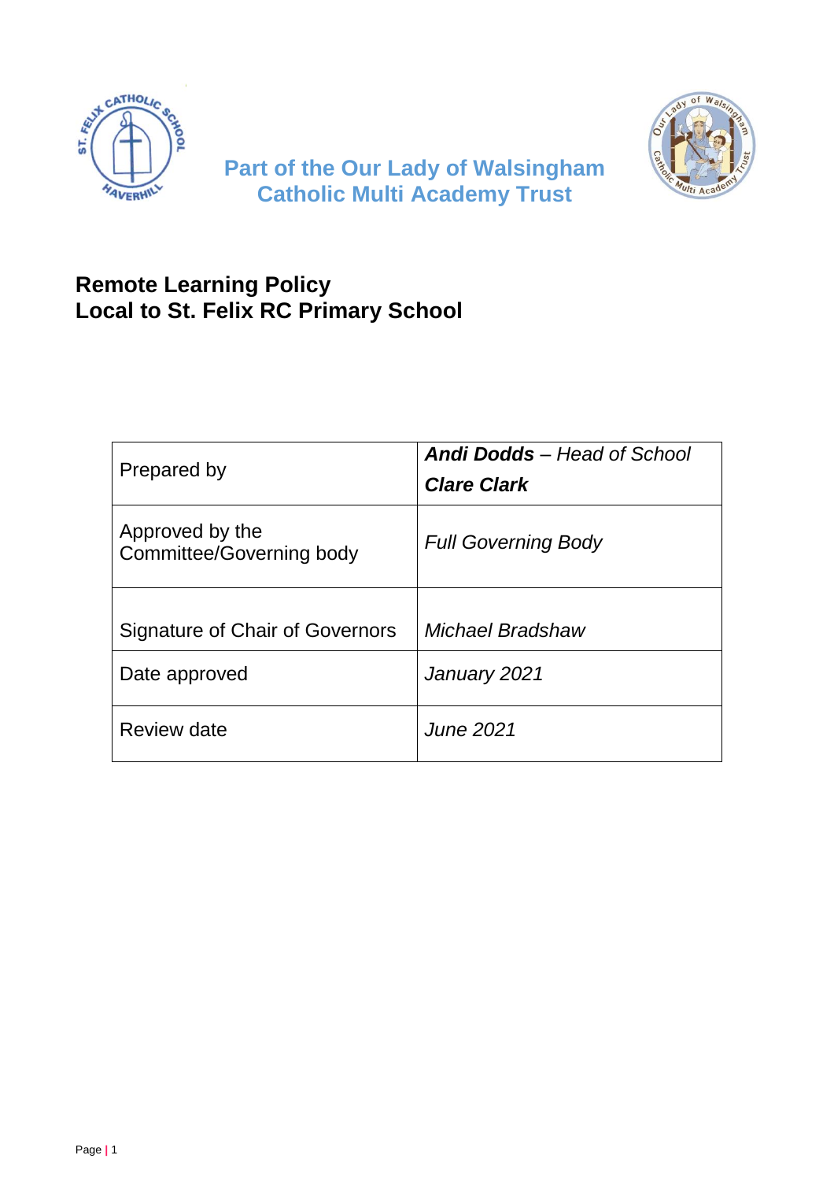**Part of the Our Lady of Walsingham Catholic Multi Academy Trust**

# Remote Learning Policy
# Local to St. Felix RC Primary School

| | |
|---|---|
| Prepared by | ***Andi Dodds*** *– Head of School*<br>***Clare Clark*** |
| Approved by the Committee/Governing body | *Full Governing Body* |
| Signature of Chair of Governors | *Michael Bradshaw* |
| Date approved | *January 2021* |
| Review date | *June 2021* |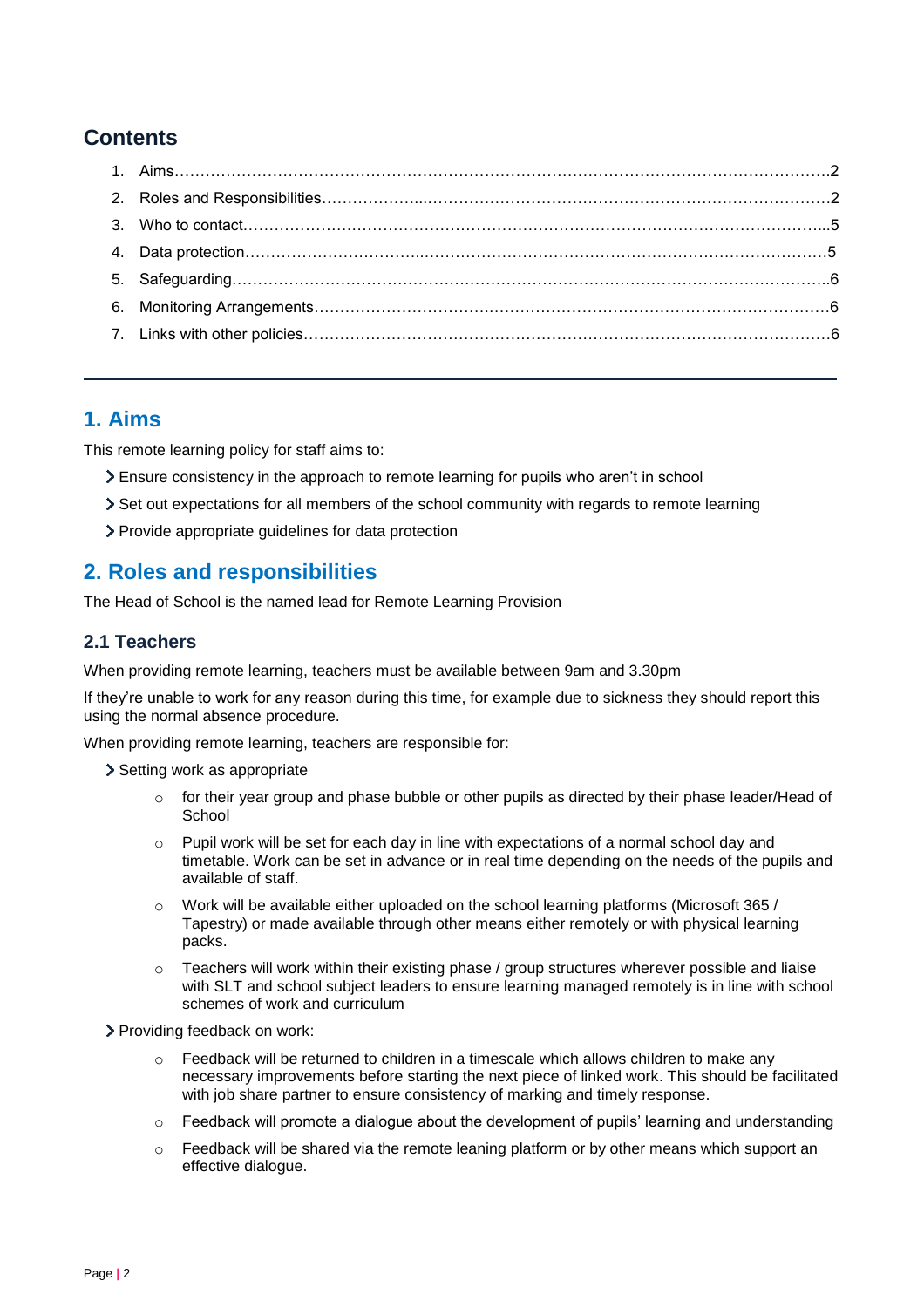## Contents

1. Aims……………………………………………………………………………………………………………….2
2. Roles and Responsibilities………………..……………………………………………………………………2
3. Who to contact…………………………………………………………………………………………………...5
4. Data protection……………………………..……………………………………………………………………5
5. Safeguarding……………………………………………………………………………………………………..6
6. Monitoring Arrangements………………………………………………………………………………………6
7. Links with other policies…………………………………………………………………………………………6

---

## 1. Aims

This remote learning policy for staff aims to:

- Ensure consistency in the approach to remote learning for pupils who aren't in school
- Set out expectations for all members of the school community with regards to remote learning
- Provide appropriate guidelines for data protection

## 2. Roles and responsibilities

The Head of School is the named lead for Remote Learning Provision

### 2.1 Teachers

When providing remote learning, teachers must be available between 9am and 3.30pm

If they're unable to work for any reason during this time, for example due to sickness they should report this using the normal absence procedure.

When providing remote learning, teachers are responsible for:

- Setting work as appropriate
    - for their year group and phase bubble or other pupils as directed by their phase leader/Head of School
    - Pupil work will be set for each day in line with expectations of a normal school day and timetable. Work can be set in advance or in real time depending on the needs of the pupils and available of staff.
    - Work will be available either uploaded on the school learning platforms (Microsoft 365 / Tapestry) or made available through other means either remotely or with physical learning packs.
    - Teachers will work within their existing phase / group structures wherever possible and liaise with SLT and school subject leaders to ensure learning managed remotely is in line with school schemes of work and curriculum
- Providing feedback on work:
    - Feedback will be returned to children in a timescale which allows children to make any necessary improvements before starting the next piece of linked work. This should be facilitated with job share partner to ensure consistency of marking and timely response.
    - Feedback will promote a dialogue about the development of pupils' learning and understanding
    - Feedback will be shared via the remote leaning platform or by other means which support an effective dialogue.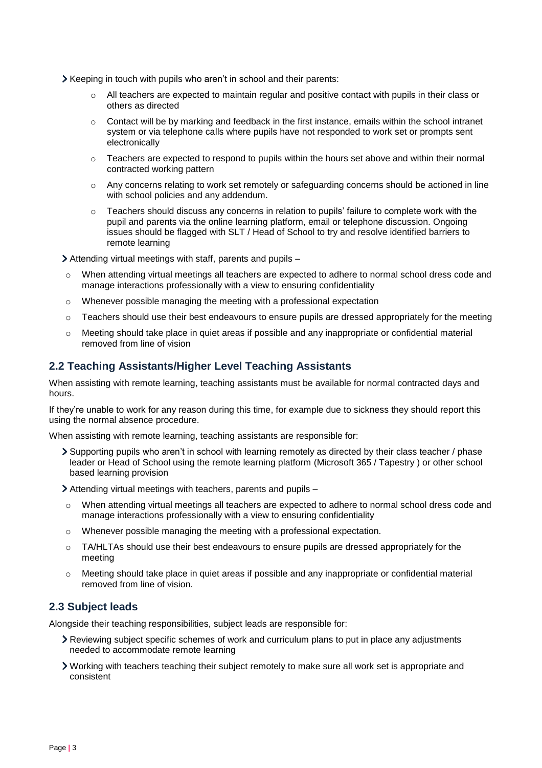- Keeping in touch with pupils who aren't in school and their parents:
  - All teachers are expected to maintain regular and positive contact with pupils in their class or others as directed
  - Contact will be by marking and feedback in the first instance, emails within the school intranet system or via telephone calls where pupils have not responded to work set or prompts sent electronically
  - Teachers are expected to respond to pupils within the hours set above and within their normal contracted working pattern
  - Any concerns relating to work set remotely or safeguarding concerns should be actioned in line with school policies and any addendum.
  - Teachers should discuss any concerns in relation to pupils' failure to complete work with the pupil and parents via the online learning platform, email or telephone discussion. Ongoing issues should be flagged with SLT / Head of School to try and resolve identified barriers to remote learning
- Attending virtual meetings with staff, parents and pupils –
  - When attending virtual meetings all teachers are expected to adhere to normal school dress code and manage interactions professionally with a view to ensuring confidentiality
  - Whenever possible managing the meeting with a professional expectation
  - Teachers should use their best endeavours to ensure pupils are dressed appropriately for the meeting
  - Meeting should take place in quiet areas if possible and any inappropriate or confidential material removed from line of vision

## 2.2 Teaching Assistants/Higher Level Teaching Assistants

When assisting with remote learning, teaching assistants must be available for normal contracted days and hours.

If they're unable to work for any reason during this time, for example due to sickness they should report this using the normal absence procedure.

When assisting with remote learning, teaching assistants are responsible for:

- Supporting pupils who aren't in school with learning remotely as directed by their class teacher / phase leader or Head of School using the remote learning platform (Microsoft 365 / Tapestry ) or other school based learning provision
- Attending virtual meetings with teachers, parents and pupils –
  - When attending virtual meetings all teachers are expected to adhere to normal school dress code and manage interactions professionally with a view to ensuring confidentiality
  - Whenever possible managing the meeting with a professional expectation.
  - TA/HLTAs should use their best endeavours to ensure pupils are dressed appropriately for the meeting
  - Meeting should take place in quiet areas if possible and any inappropriate or confidential material removed from line of vision.

## 2.3 Subject leads

Alongside their teaching responsibilities, subject leads are responsible for:

- Reviewing subject specific schemes of work and curriculum plans to put in place any adjustments needed to accommodate remote learning
- Working with teachers teaching their subject remotely to make sure all work set is appropriate and consistent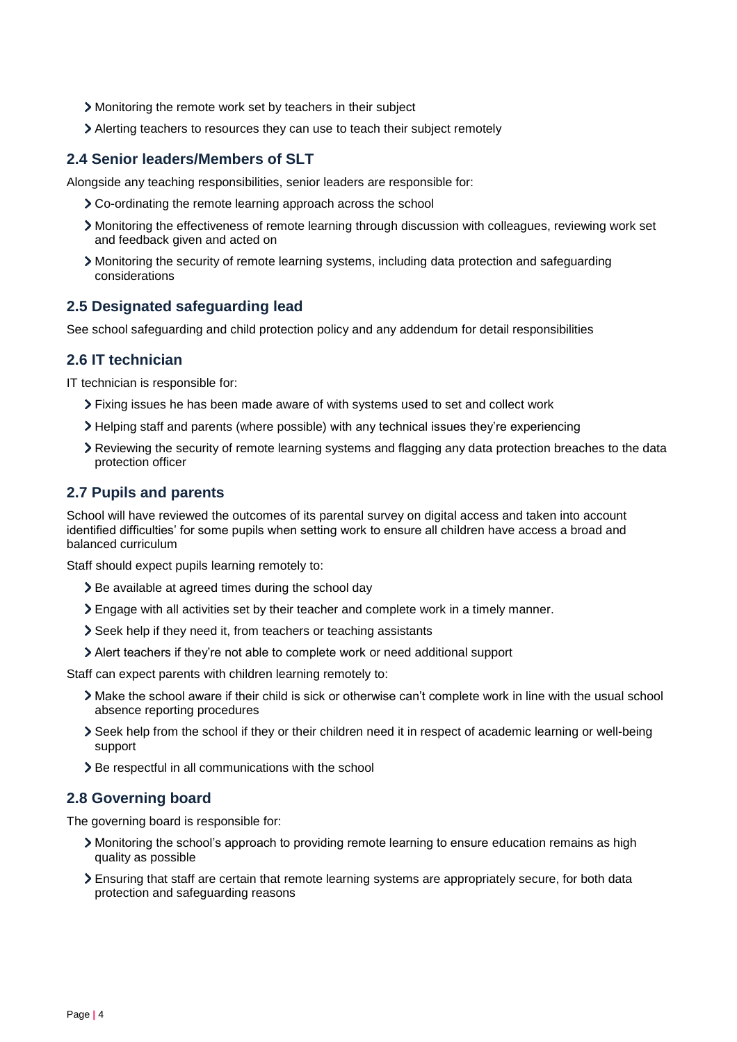- Monitoring the remote work set by teachers in their subject
- Alerting teachers to resources they can use to teach their subject remotely

### 2.4 Senior leaders/Members of SLT

Alongside any teaching responsibilities, senior leaders are responsible for:

- Co-ordinating the remote learning approach across the school
- Monitoring the effectiveness of remote learning through discussion with colleagues, reviewing work set and feedback given and acted on
- Monitoring the security of remote learning systems, including data protection and safeguarding considerations

### 2.5 Designated safeguarding lead

See school safeguarding and child protection policy and any addendum for detail responsibilities

### 2.6 IT technician

IT technician is responsible for:

- Fixing issues he has been made aware of with systems used to set and collect work
- Helping staff and parents (where possible) with any technical issues they're experiencing
- Reviewing the security of remote learning systems and flagging any data protection breaches to the data protection officer

### 2.7 Pupils and parents

School will have reviewed the outcomes of its parental survey on digital access and taken into account identified difficulties' for some pupils when setting work to ensure all children have access a broad and balanced curriculum

Staff should expect pupils learning remotely to:

- Be available at agreed times during the school day
- Engage with all activities set by their teacher and complete work in a timely manner.
- Seek help if they need it, from teachers or teaching assistants
- Alert teachers if they're not able to complete work or need additional support

Staff can expect parents with children learning remotely to:

- Make the school aware if their child is sick or otherwise can't complete work in line with the usual school absence reporting procedures
- Seek help from the school if they or their children need it in respect of academic learning or well-being support
- Be respectful in all communications with the school

### 2.8 Governing board

The governing board is responsible for:

- Monitoring the school's approach to providing remote learning to ensure education remains as high quality as possible
- Ensuring that staff are certain that remote learning systems are appropriately secure, for both data protection and safeguarding reasons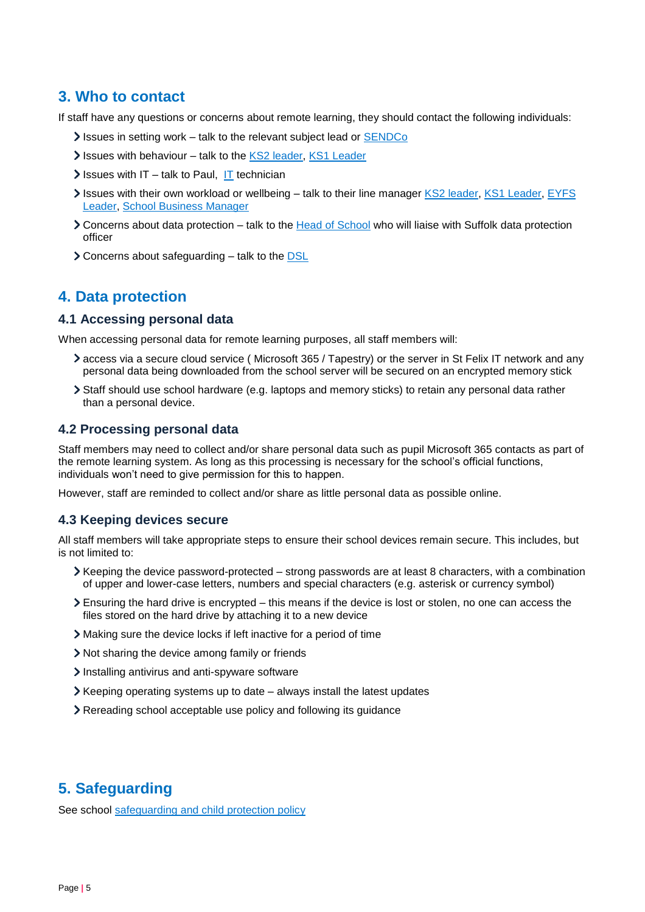## 3. Who to contact

If staff have any questions or concerns about remote learning, they should contact the following individuals:

- Issues in setting work – talk to the relevant subject lead or SENDCo
- Issues with behaviour – talk to the KS2 leader, KS1 Leader
- Issues with IT – talk to Paul, IT technician
- Issues with their own workload or wellbeing – talk to their line manager KS2 leader, KS1 Leader, EYFS Leader, School Business Manager
- Concerns about data protection – talk to the Head of School who will liaise with Suffolk data protection officer
- Concerns about safeguarding – talk to the DSL

## 4. Data protection

### 4.1 Accessing personal data

When accessing personal data for remote learning purposes, all staff members will:

- access via a secure cloud service ( Microsoft 365 / Tapestry) or the server in St Felix IT network and any personal data being downloaded from the school server will be secured on an encrypted memory stick
- Staff should use school hardware (e.g. laptops and memory sticks) to retain any personal data rather than a personal device.

### 4.2 Processing personal data

Staff members may need to collect and/or share personal data such as pupil Microsoft 365 contacts as part of the remote learning system. As long as this processing is necessary for the school's official functions, individuals won't need to give permission for this to happen.

However, staff are reminded to collect and/or share as little personal data as possible online.

### 4.3 Keeping devices secure

All staff members will take appropriate steps to ensure their school devices remain secure. This includes, but is not limited to:

- Keeping the device password-protected – strong passwords are at least 8 characters, with a combination of upper and lower-case letters, numbers and special characters (e.g. asterisk or currency symbol)
- Ensuring the hard drive is encrypted – this means if the device is lost or stolen, no one can access the files stored on the hard drive by attaching it to a new device
- Making sure the device locks if left inactive for a period of time
- Not sharing the device among family or friends
- Installing antivirus and anti-spyware software
- Keeping operating systems up to date – always install the latest updates
- Rereading school acceptable use policy and following its guidance

## 5. Safeguarding

See school safeguarding and child protection policy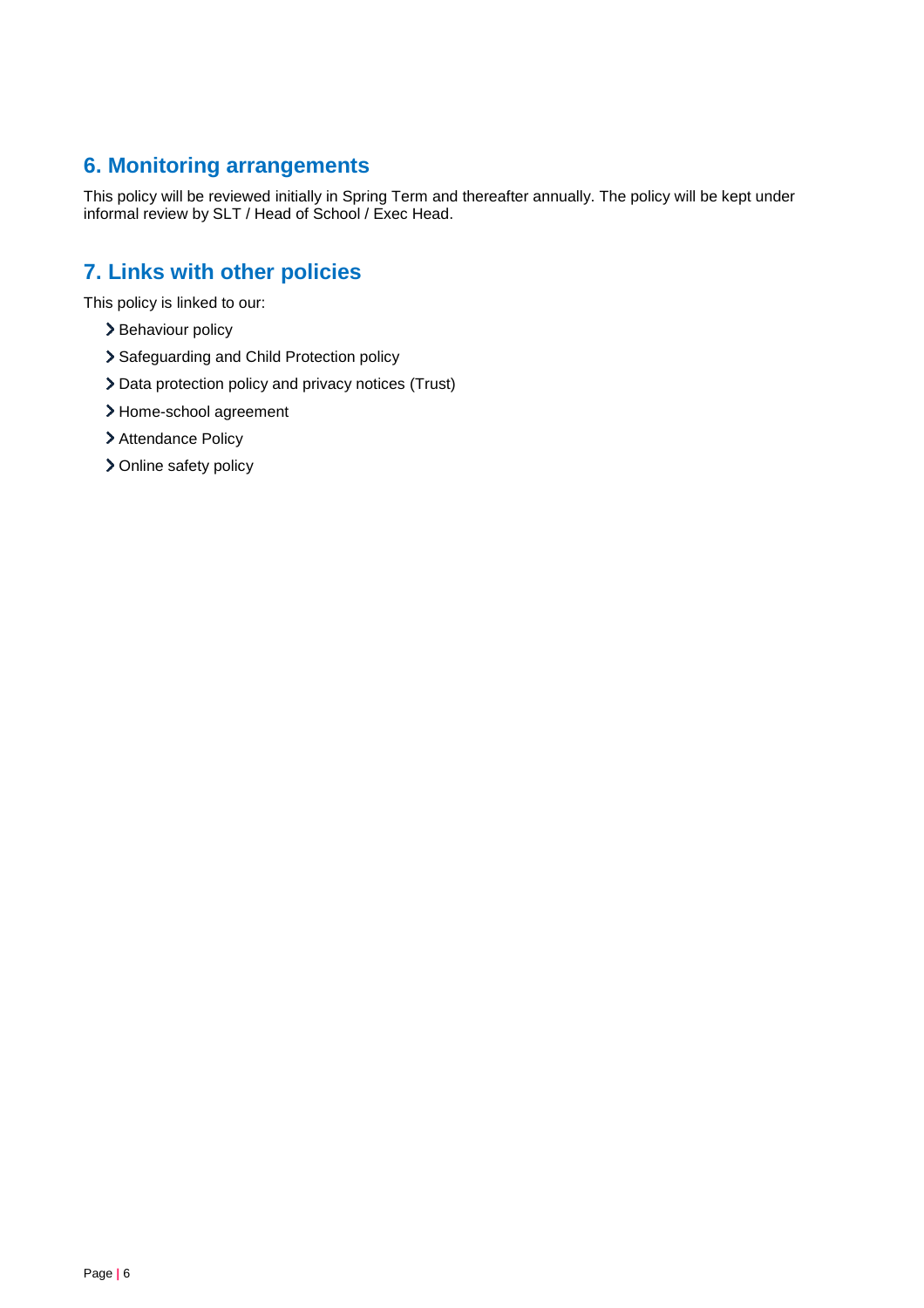## 6. Monitoring arrangements

This policy will be reviewed initially in Spring Term and thereafter annually. The policy will be kept under informal review by SLT / Head of School / Exec Head.

## 7. Links with other policies

This policy is linked to our:

- Behaviour policy
- Safeguarding and Child Protection policy
- Data protection policy and privacy notices (Trust)
- Home-school agreement
- Attendance Policy
- Online safety policy